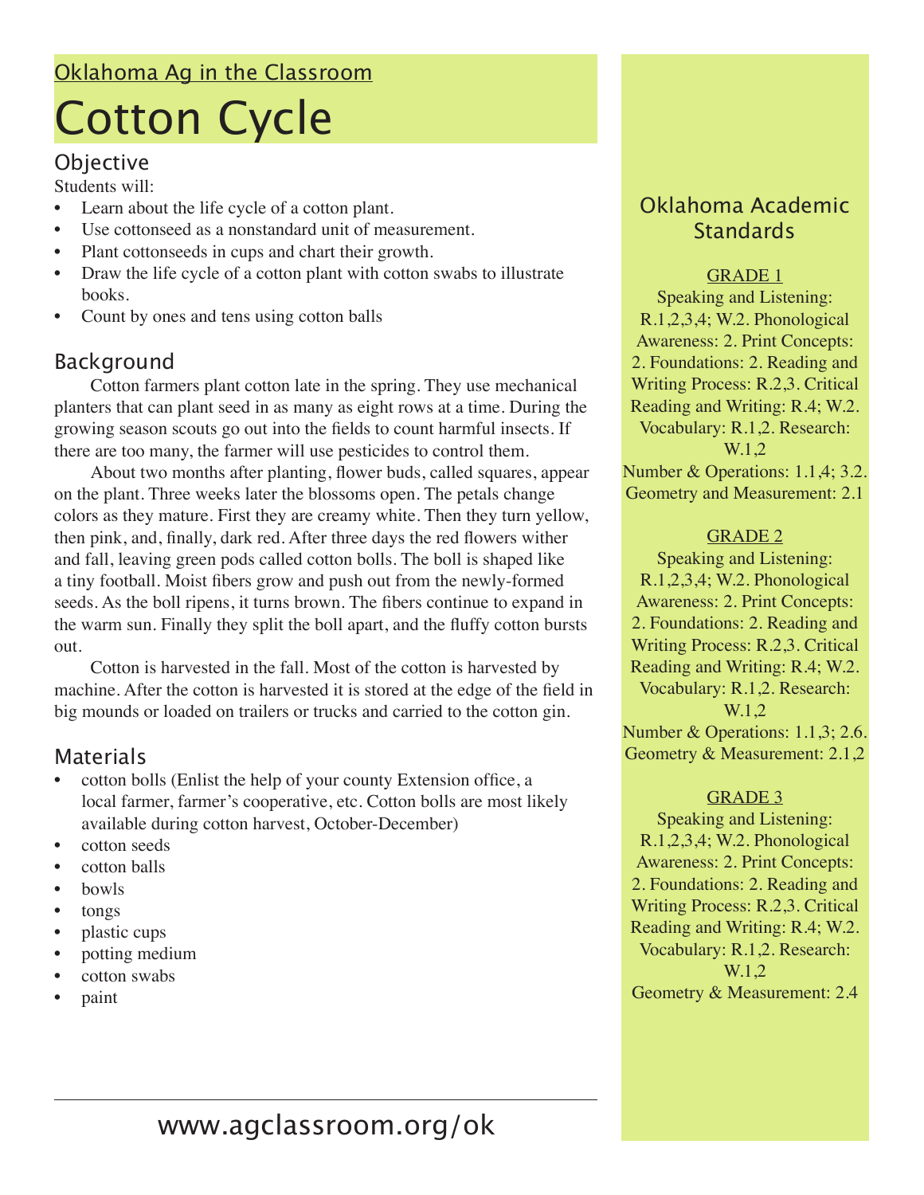Oklahoma Ag in the Classroom

# Cotton Cycle

## Objective

Students will:

- Learn about the life cycle of a cotton plant.
- Use cottonseed as a nonstandard unit of measurement.
- Plant cottonseeds in cups and chart their growth.
- Draw the life cycle of a cotton plant with cotton swabs to illustrate books.
- Count by ones and tens using cotton balls

## Background

Cotton farmers plant cotton late in the spring. They use mechanical planters that can plant seed in as many as eight rows at a time. During the growing season scouts go out into the fields to count harmful insects. If there are too many, the farmer will use pesticides to control them.

About two months after planting, flower buds, called squares, appear on the plant. Three weeks later the blossoms open. The petals change colors as they mature. First they are creamy white. Then they turn yellow, then pink, and, finally, dark red. After three days the red flowers wither and fall, leaving green pods called cotton bolls. The boll is shaped like a tiny football. Moist fibers grow and push out from the newly-formed seeds. As the boll ripens, it turns brown. The fibers continue to expand in the warm sun. Finally they split the boll apart, and the fluffy cotton bursts out.

Cotton is harvested in the fall. Most of the cotton is harvested by machine. After the cotton is harvested it is stored at the edge of the field in big mounds or loaded on trailers or trucks and carried to the cotton gin.

## Materials

- cotton bolls (Enlist the help of your county Extension office, a local farmer, farmer's cooperative, etc. Cotton bolls are most likely available during cotton harvest, October-December)
- cotton seeds
- cotton balls
- bowls
- tongs
- plastic cups
- potting medium
- cotton swabs
- paint

## Oklahoma Academic Standards

**GRADE 1**

Speaking and Listening: R.1,2,3,4; W.2. Phonological Awareness: 2. Print Concepts: 2. Foundations: 2. Reading and Writing Process: R.2,3. Critical Reading and Writing: R.4; W.2. Vocabulary: R.1,2. Research: W.1,2

Number & Operations: 1.1,4; 3.2. Geometry and Measurement: 2.1

**GRADE 2**

Speaking and Listening: R.1,2,3,4; W.2. Phonological Awareness: 2. Print Concepts: 2. Foundations: 2. Reading and Writing Process: R.2,3. Critical Reading and Writing: R.4; W.2. Vocabulary: R.1,2. Research: W.1,2

Number & Operations: 1.1,3; 2.6. Geometry & Measurement: 2.1,2

**GRADE 3**

Speaking and Listening: R.1,2,3,4; W.2. Phonological Awareness: 2. Print Concepts: 2. Foundations: 2. Reading and Writing Process: R.2,3. Critical Reading and Writing: R.4; W.2. Vocabulary: R.1,2. Research: W.1,2

Geometry & Measurement: 2.4

www.agclassroom.org/ok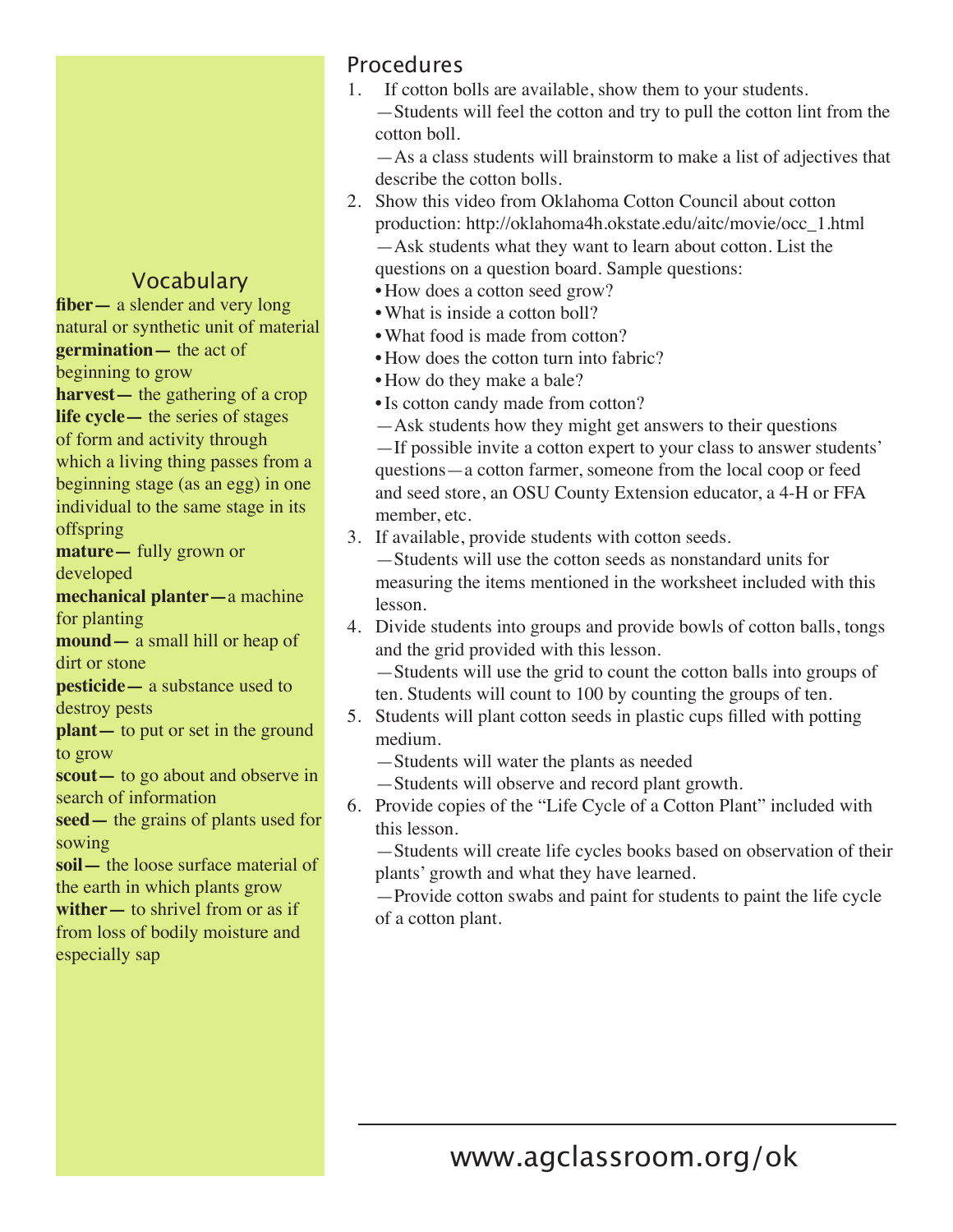## Vocabulary

**fiber—** a slender and very long natural or synthetic unit of material

**germination—** the act of beginning to grow

**harvest—** the gathering of a crop

**life cycle—** the series of stages of form and activity through which a living thing passes from a beginning stage (as an egg) in one individual to the same stage in its offspring

**mature—** fully grown or developed

**mechanical planter—**a machine for planting

**mound—** a small hill or heap of dirt or stone

**pesticide—** a substance used to destroy pests

**plant—** to put or set in the ground to grow

**scout—** to go about and observe in search of information

**seed—** the grains of plants used for sowing

**soil—** the loose surface material of the earth in which plants grow

**wither—** to shrivel from or as if from loss of bodily moisture and especially sap

## Procedures

1. If cotton bolls are available, show them to your students.
   —Students will feel the cotton and try to pull the cotton lint from the cotton boll.
   —As a class students will brainstorm to make a list of adjectives that describe the cotton bolls.
2. Show this video from Oklahoma Cotton Council about cotton production: http://oklahoma4h.okstate.edu/aitc/movie/occ_1.html
   —Ask students what they want to learn about cotton. List the questions on a question board. Sample questions:
   - How does a cotton seed grow?
   - What is inside a cotton boll?
   - What food is made from cotton?
   - How does the cotton turn into fabric?
   - How do they make a bale?
   - Is cotton candy made from cotton?

   —Ask students how they might get answers to their questions
   —If possible invite a cotton expert to your class to answer students' questions—a cotton farmer, someone from the local coop or feed and seed store, an OSU County Extension educator, a 4-H or FFA member, etc.
3. If available, provide students with cotton seeds.
   —Students will use the cotton seeds as nonstandard units for measuring the items mentioned in the worksheet included with this lesson.
4. Divide students into groups and provide bowls of cotton balls, tongs and the grid provided with this lesson.
   —Students will use the grid to count the cotton balls into groups of ten. Students will count to 100 by counting the groups of ten.
5. Students will plant cotton seeds in plastic cups filled with potting medium.
   —Students will water the plants as needed
   —Students will observe and record plant growth.
6. Provide copies of the "Life Cycle of a Cotton Plant" included with this lesson.
   —Students will create life cycles books based on observation of their plants' growth and what they have learned.
   —Provide cotton swabs and paint for students to paint the life cycle of a cotton plant.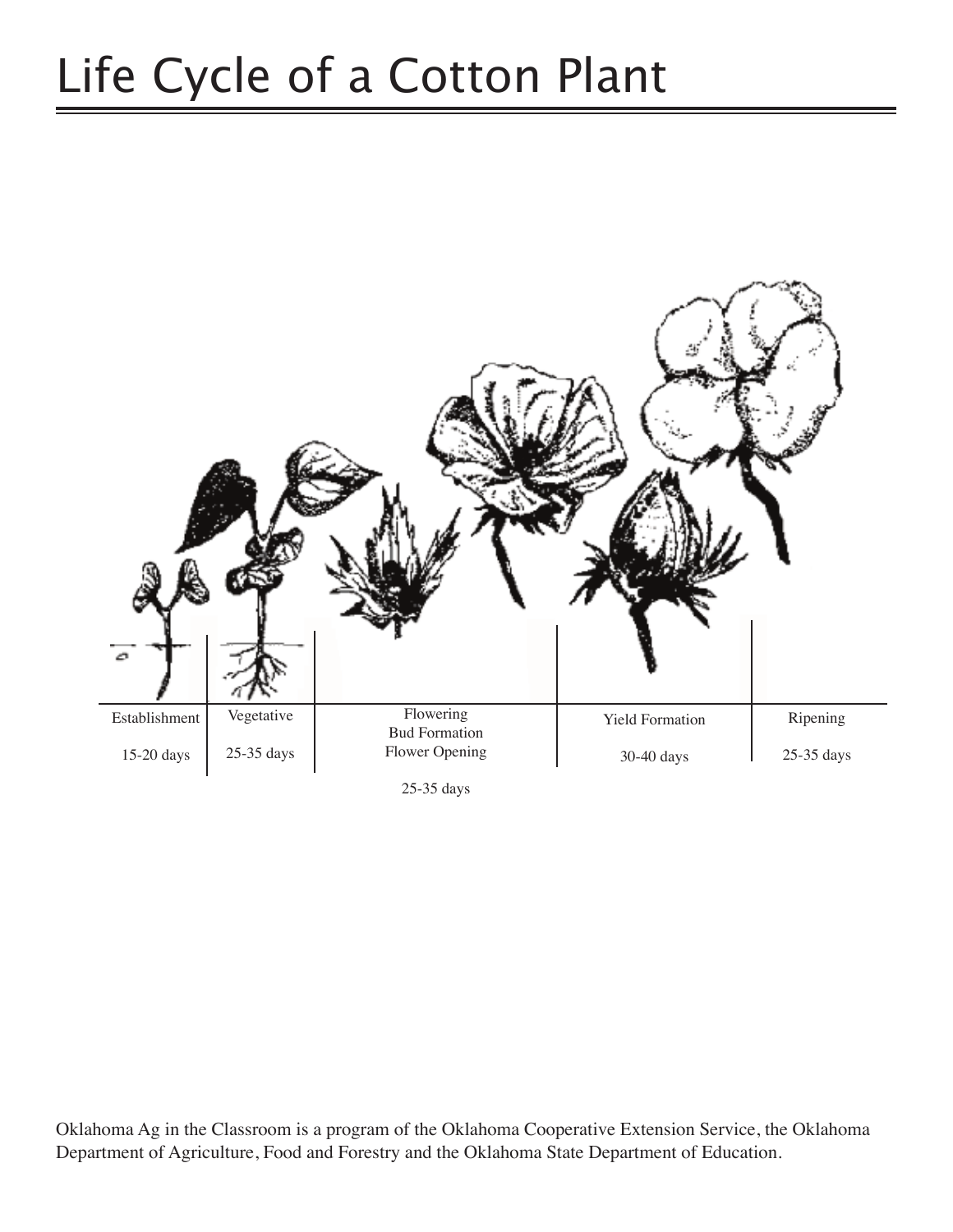# Life Cycle of a Cotton Plant

| Establishment | Vegetative | Flowering<br>Bud Formation<br>Flower Opening | Yield Formation | Ripening |
|---|---|---|---|---|
| 15-20 days | 25-35 days | 25-35 days | 30-40 days | 25-35 days |

Oklahoma Ag in the Classroom is a program of the Oklahoma Cooperative Extension Service, the Oklahoma Department of Agriculture, Food and Forestry and the Oklahoma State Department of Education.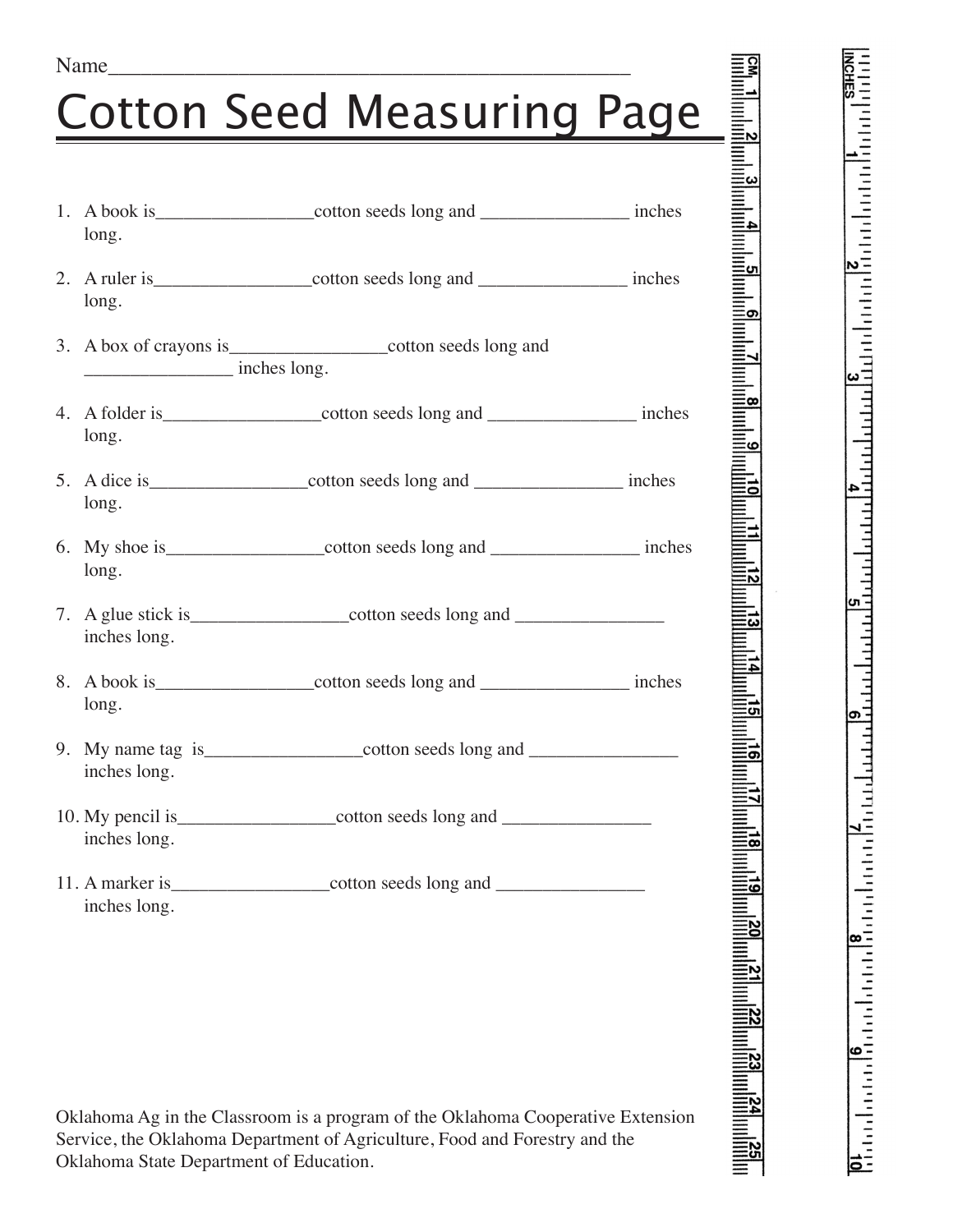Name_______________________________________________

# Cotton Seed Measuring Page

1. A book is_________________cotton seeds long and ________________ inches long.
2. A ruler is_________________cotton seeds long and ________________ inches long.
3. A box of crayons is_________________cotton seeds long and ________________ inches long.
4. A folder is_________________cotton seeds long and ________________ inches long.
5. A dice is_________________cotton seeds long and ________________ inches long.
6. My shoe is_________________cotton seeds long and ________________ inches long.
7. A glue stick is_________________cotton seeds long and ________________ inches long.
8. A book is_________________cotton seeds long and ________________ inches long.
9. My name tag is_________________cotton seeds long and ________________ inches long.
10. My pencil is_________________cotton seeds long and ________________ inches long.
11. A marker is_________________cotton seeds long and ________________ inches long.

CM. 1 2 3 4 5 6 7 8 9 10 11 12 13 14 15 16 17 18 19 20 21 22 23 24 25

INCHES 1 2 3 4 5 6 7 8 9 10

Oklahoma Ag in the Classroom is a program of the Oklahoma Cooperative Extension Service, the Oklahoma Department of Agriculture, Food and Forestry and the Oklahoma State Department of Education.